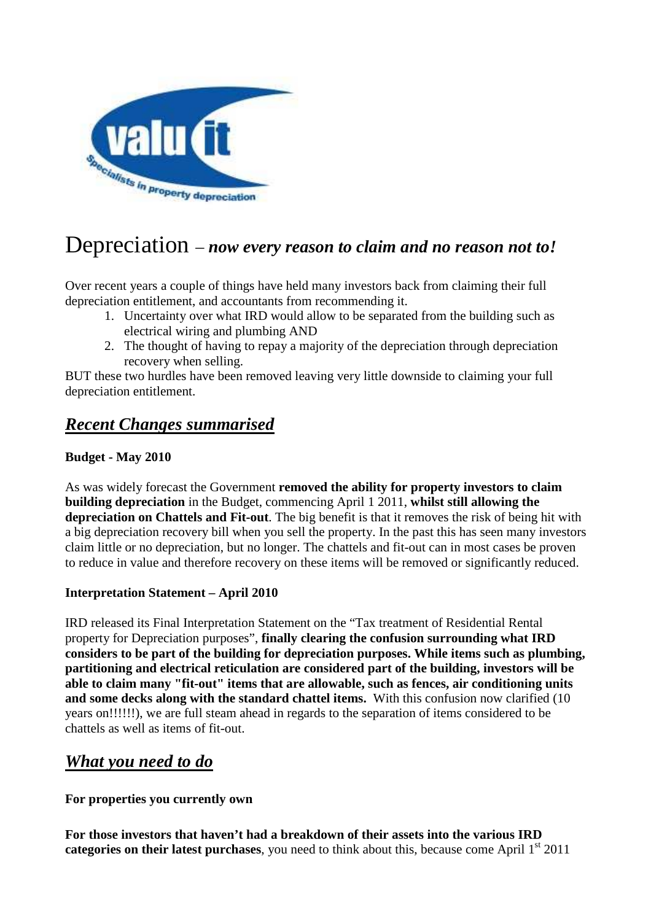# Depreciation – *now every reason to claim and no reason not to!*

Over recent years a couple of things have held many investors back from claiming their full depreciation entitlement, and accountants from recommending it.

1. Uncertainty over what IRD would allow to be separated from the building such as electrical wiring and plumbing AND
2. The thought of having to repay a majority of the depreciation through depreciation recovery when selling.

BUT these two hurdles have been removed leaving very little downside to claiming your full depreciation entitlement.

## *Recent Changes summarised*

**Budget - May 2010**

As was widely forecast the Government **removed the ability for property investors to claim building depreciation** in the Budget, commencing April 1 2011, **whilst still allowing the depreciation on Chattels and Fit-out**. The big benefit is that it removes the risk of being hit with a big depreciation recovery bill when you sell the property. In the past this has seen many investors claim little or no depreciation, but no longer. The chattels and fit-out can in most cases be proven to reduce in value and therefore recovery on these items will be removed or significantly reduced.

**Interpretation Statement – April 2010**

IRD released its Final Interpretation Statement on the "Tax treatment of Residential Rental property for Depreciation purposes", **finally clearing the confusion surrounding what IRD considers to be part of the building for depreciation purposes. While items such as plumbing, partitioning and electrical reticulation are considered part of the building, investors will be able to claim many "fit-out" items that are allowable, such as fences, air conditioning units and some decks along with the standard chattel items.** With this confusion now clarified (10 years on!!!!!!), we are full steam ahead in regards to the separation of items considered to be chattels as well as items of fit-out.

## *What you need to do*

**For properties you currently own**

**For those investors that haven't had a breakdown of their assets into the various IRD categories on their latest purchases**, you need to think about this, because come April 1st 2011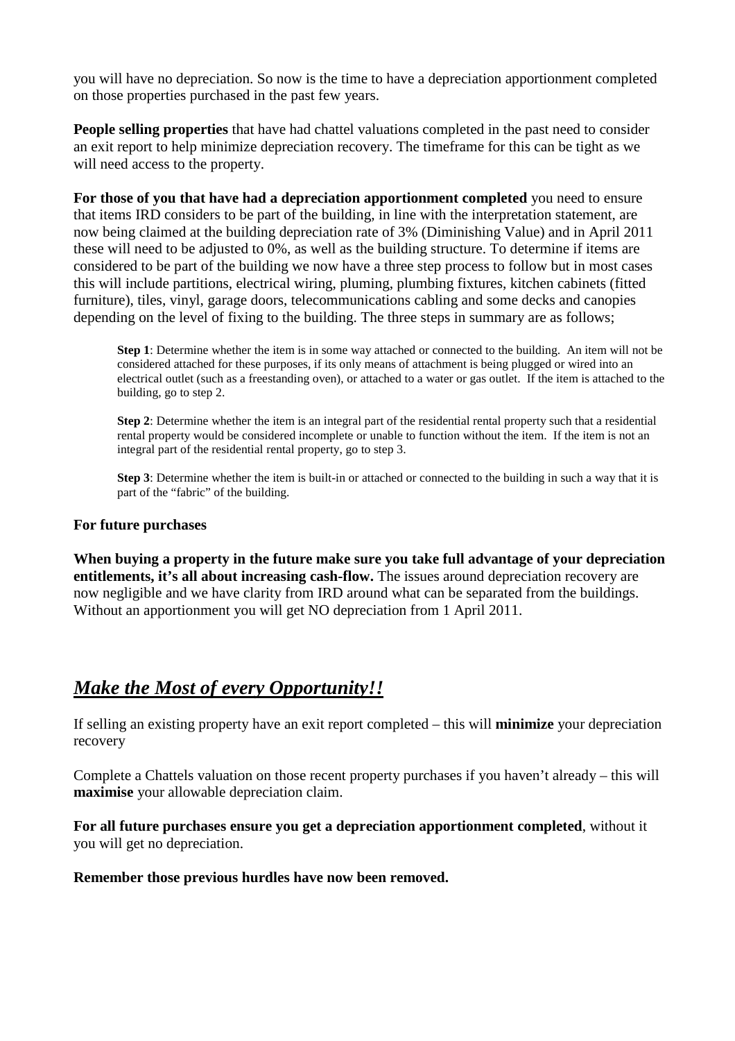you will have no depreciation. So now is the time to have a depreciation apportionment completed on those properties purchased in the past few years.

**People selling properties** that have had chattel valuations completed in the past need to consider an exit report to help minimize depreciation recovery. The timeframe for this can be tight as we will need access to the property.

**For those of you that have had a depreciation apportionment completed** you need to ensure that items IRD considers to be part of the building, in line with the interpretation statement, are now being claimed at the building depreciation rate of 3% (Diminishing Value) and in April 2011 these will need to be adjusted to 0%, as well as the building structure. To determine if items are considered to be part of the building we now have a three step process to follow but in most cases this will include partitions, electrical wiring, puming, plumbing fixtures, kitchen cabinets (fitted furniture), tiles, vinyl, garage doors, telecommunications cabling and some decks and canopies depending on the level of fixing to the building. The three steps in summary are as follows;

> **Step 1**: Determine whether the item is in some way attached or connected to the building. An item will not be considered attached for these purposes, if its only means of attachment is being plugged or wired into an electrical outlet (such as a freestanding oven), or attached to a water or gas outlet. If the item is attached to the building, go to step 2.
>
> **Step 2**: Determine whether the item is an integral part of the residential rental property such that a residential rental property would be considered incomplete or unable to function without the item. If the item is not an integral part of the residential rental property, go to step 3.
>
> **Step 3**: Determine whether the item is built-in or attached or connected to the building in such a way that it is part of the "fabric" of the building.

**For future purchases**

**When buying a property in the future make sure you take full advantage of your depreciation entitlements, it's all about increasing cash-flow.** The issues around depreciation recovery are now negligible and we have clarity from IRD around what can be separated from the buildings. Without an apportionment you will get NO depreciation from 1 April 2011.

## ***Make the Most of every Opportunity!!***

If selling an existing property have an exit report completed – this will **minimize** your depreciation recovery

Complete a Chattels valuation on those recent property purchases if you haven't already – this will **maximise** your allowable depreciation claim.

**For all future purchases ensure you get a depreciation apportionment completed**, without it you will get no depreciation.

**Remember those previous hurdles have now been removed.**